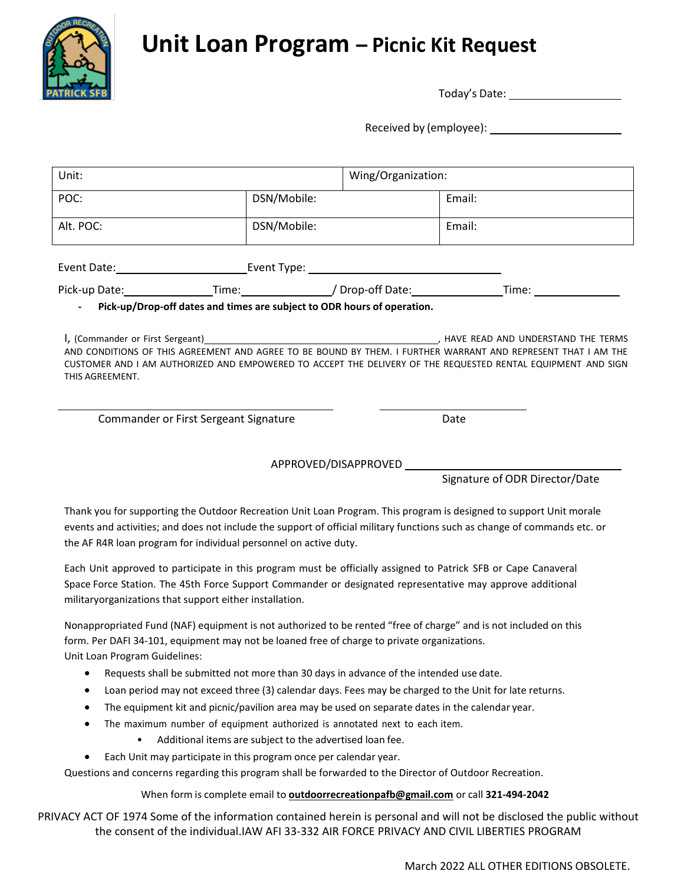# Unit Loan Program – Picnic Kit Request

Today's Date: ____________________

Received by (employee): ____________________

| Unit: | | Wing/Organization: |
|---|---|---|
| POC: | DSN/Mobile: | Email: |
| Alt. POC: | DSN/Mobile: | Email: |

Event Date: ____________________ Event Type: ____________________

Pick-up Date: ______________ Time: ______________ / Drop-off Date: ______________ Time: ______________

- **Pick-up/Drop-off dates and times are subject to ODR hours of operation.**

I, (Commander or First Sergeant) ________________________________________, HAVE READ AND UNDERSTAND THE TERMS AND CONDITIONS OF THIS AGREEMENT AND AGREE TO BE BOUND BY THEM. I FURTHER WARRANT AND REPRESENT THAT I AM THE CUSTOMER AND I AM AUTHORIZED AND EMPOWERED TO ACCEPT THE DELIVERY OF THE REQUESTED RENTAL EQUIPMENT AND SIGN THIS AGREEMENT.

________________________________________ ____________________

Commander or First Sergeant Signature Date

APPROVED/DISAPPROVED ________________________________________

Signature of ODR Director/Date

Thank you for supporting the Outdoor Recreation Unit Loan Program. This program is designed to support Unit morale events and activities; and does not include the support of official military functions such as change of commands etc. or the AF R4R loan program for individual personnel on active duty.

Each Unit approved to participate in this program must be officially assigned to Patrick SFB or Cape Canaveral Space Force Station. The 45th Force Support Commander or designated representative may approve additional militaryorganizations that support either installation.

Nonappropriated Fund (NAF) equipment is not authorized to be rented "free of charge" and is not included on this form. Per DAFI 34-101, equipment may not be loaned free of charge to private organizations.

Unit Loan Program Guidelines:

- Requests shall be submitted not more than 30 days in advance of the intended use date.
- Loan period may not exceed three (3) calendar days. Fees may be charged to the Unit for late returns.
- The equipment kit and picnic/pavilion area may be used on separate dates in the calendar year.
- The maximum number of equipment authorized is annotated next to each item.
  - Additional items are subject to the advertised loan fee.
- Each Unit may participate in this program once per calendar year.

Questions and concerns regarding this program shall be forwarded to the Director of Outdoor Recreation.

When form is complete email to **outdoorrecreationpafb@gmail.com** or call **321-494-2042**

PRIVACY ACT OF 1974 Some of the information contained herein is personal and will not be disclosed the public without the consent of the individual.IAW AFI 33-332 AIR FORCE PRIVACY AND CIVIL LIBERTIES PROGRAM

March 2022 ALL OTHER EDITIONS OBSOLETE.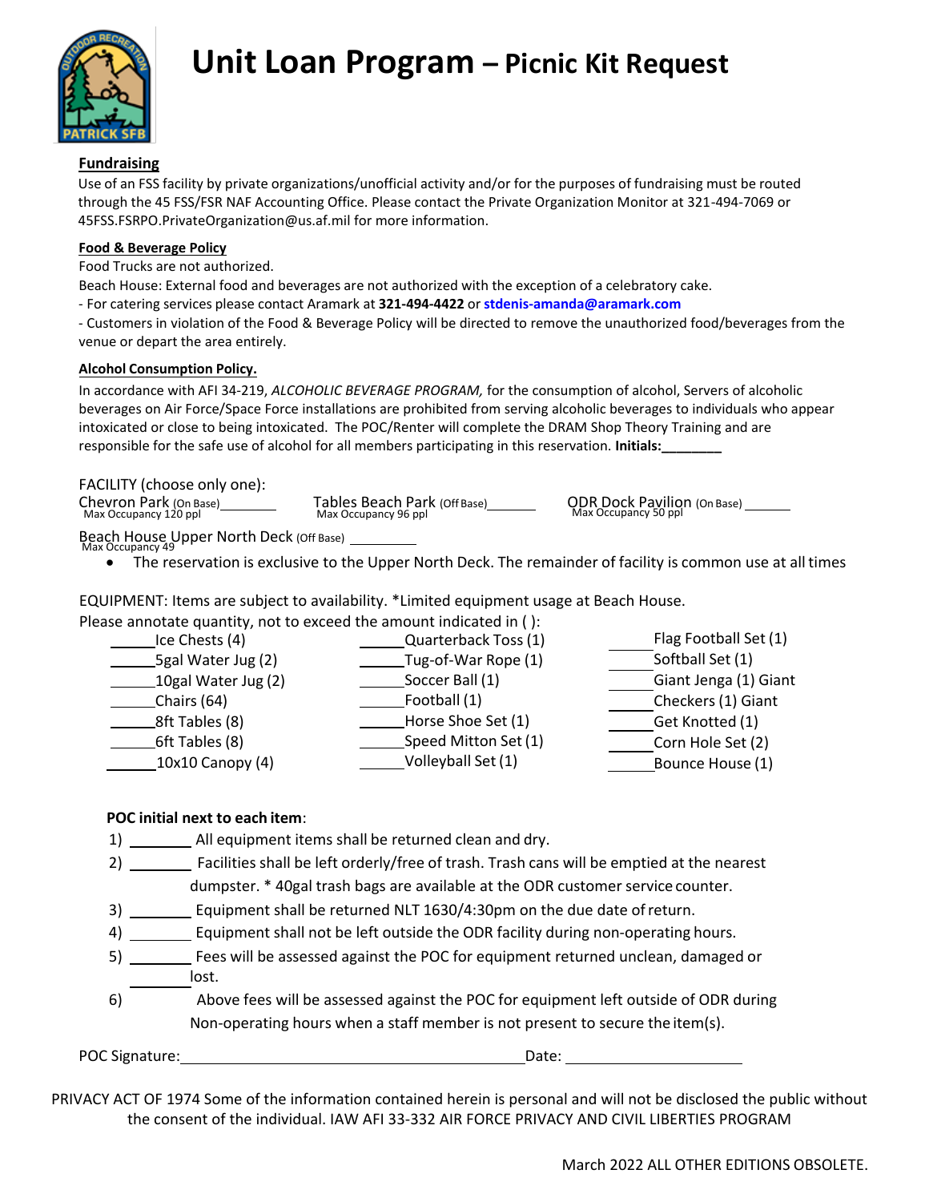# Unit Loan Program – Picnic Kit Request

**Fundraising**

Use of an FSS facility by private organizations/unofficial activity and/or for the purposes of fundraising must be routed through the 45 FSS/FSR NAF Accounting Office. Please contact the Private Organization Monitor at 321-494-7069 or 45FSS.FSRPO.PrivateOrganization@us.af.mil for more information.

**Food & Beverage Policy**

Food Trucks are not authorized.

Beach House: External food and beverages are not authorized with the exception of a celebratory cake.

- For catering services please contact Aramark at **321-494-4422** or **stdenis-amanda@aramark.com**
- Customers in violation of the Food & Beverage Policy will be directed to remove the unauthorized food/beverages from the venue or depart the area entirely.

**Alcohol Consumption Policy.**

In accordance with AFI 34-219, *ALCOHOLIC BEVERAGE PROGRAM,* for the consumption of alcohol, Servers of alcoholic beverages on Air Force/Space Force installations are prohibited from serving alcoholic beverages to individuals who appear intoxicated or close to being intoxicated. The POC/Renter will complete the DRAM Shop Theory Training and are responsible for the safe use of alcohol for all members participating in this reservation. **Initials:________**

FACILITY (choose only one):

Chevron Park (On Base)________ Max Occupancy 120 ppl

Tables Beach Park (Off Base)________ Max Occupancy 96 ppl

ODR Dock Pavilion (On Base)________ Max Occupancy 50 ppl

Beach House Upper North Deck (Off Base)________ Max Occupancy 49

- The reservation is exclusive to the Upper North Deck. The remainder of facility is common use at all times

EQUIPMENT: Items are subject to availability. *Limited equipment usage at Beach House.

Please annotate quantity, not to exceed the amount indicated in ( ):

| | | |
|---|---|---|
| _____Ice Chests (4) | _____Quarterback Toss (1) | _____Flag Football Set (1) |
| _____5gal Water Jug (2) | _____Tug-of-War Rope (1) | _____Softball Set (1) |
| _____10gal Water Jug (2) | _____Soccer Ball (1) | _____Giant Jenga (1) Giant |
| _____Chairs (64) | _____Football (1) | _____Checkers (1) Giant |
| _____8ft Tables (8) | _____Horse Shoe Set (1) | _____Get Knotted (1) |
| _____6ft Tables (8) | _____Speed Mitton Set (1) | _____Corn Hole Set (2) |
| _____10x10 Canopy (4) | _____Volleyball Set (1) | _____Bounce House (1) |

**POC initial next to each item**:

1) ________ All equipment items shall be returned clean and dry.
2) ________ Facilities shall be left orderly/free of trash. Trash cans will be emptied at the nearest dumpster. * 40gal trash bags are available at the ODR customer service counter.
3) ________ Equipment shall be returned NLT 1630/4:30pm on the due date of return.
4) ________ Equipment shall not be left outside the ODR facility during non-operating hours.
5) ________ Fees will be assessed against the POC for equipment returned unclean, damaged or lost.
6) ________ Above fees will be assessed against the POC for equipment left outside of ODR during Non-operating hours when a staff member is not present to secure the item(s).

POC Signature:____________________________________ Date: ____________________

PRIVACY ACT OF 1974 Some of the information contained herein is personal and will not be disclosed the public without the consent of the individual. IAW AFI 33-332 AIR FORCE PRIVACY AND CIVIL LIBERTIES PROGRAM

March 2022 ALL OTHER EDITIONS OBSOLETE.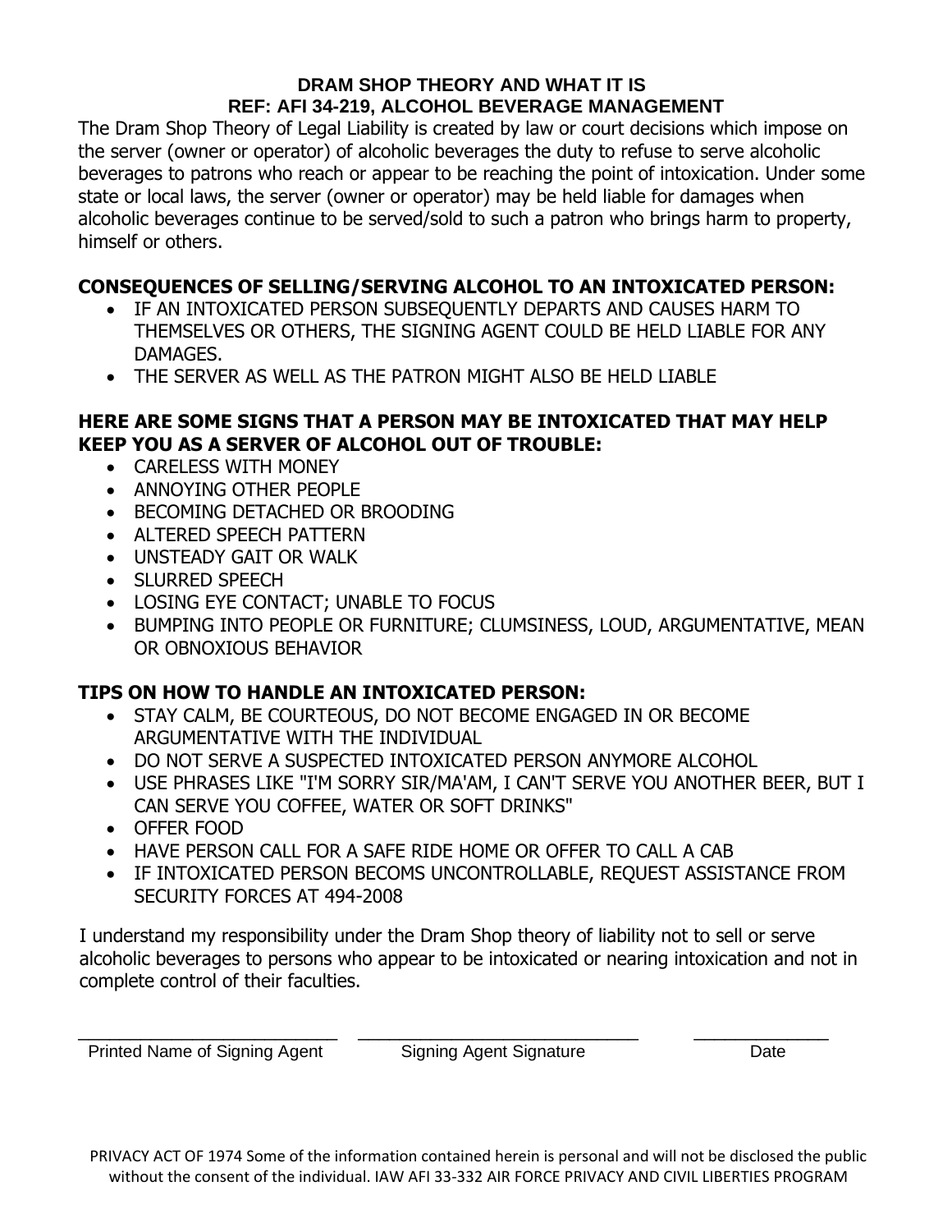# DRAM SHOP THEORY AND WHAT IT IS
## REF: AFI 34-219, ALCOHOL BEVERAGE MANAGEMENT

The Dram Shop Theory of Legal Liability is created by law or court decisions which impose on the server (owner or operator) of alcoholic beverages the duty to refuse to serve alcoholic beverages to patrons who reach or appear to be reaching the point of intoxication. Under some state or local laws, the server (owner or operator) may be held liable for damages when alcoholic beverages continue to be served/sold to such a patron who brings harm to property, himself or others.

**CONSEQUENCES OF SELLING/SERVING ALCOHOL TO AN INTOXICATED PERSON:**

- IF AN INTOXICATED PERSON SUBSEQUENTLY DEPARTS AND CAUSES HARM TO THEMSELVES OR OTHERS, THE SIGNING AGENT COULD BE HELD LIABLE FOR ANY DAMAGES.
- THE SERVER AS WELL AS THE PATRON MIGHT ALSO BE HELD LIABLE

**HERE ARE SOME SIGNS THAT A PERSON MAY BE INTOXICATED THAT MAY HELP KEEP YOU AS A SERVER OF ALCOHOL OUT OF TROUBLE:**

- CARELESS WITH MONEY
- ANNOYING OTHER PEOPLE
- BECOMING DETACHED OR BROODING
- ALTERED SPEECH PATTERN
- UNSTEADY GAIT OR WALK
- SLURRED SPEECH
- LOSING EYE CONTACT; UNABLE TO FOCUS
- BUMPING INTO PEOPLE OR FURNITURE; CLUMSINESS, LOUD, ARGUMENTATIVE, MEAN OR OBNOXIOUS BEHAVIOR

**TIPS ON HOW TO HANDLE AN INTOXICATED PERSON:**

- STAY CALM, BE COURTEOUS, DO NOT BECOME ENGAGED IN OR BECOME ARGUMENTATIVE WITH THE INDIVIDUAL
- DO NOT SERVE A SUSPECTED INTOXICATED PERSON ANYMORE ALCOHOL
- USE PHRASES LIKE "I'M SORRY SIR/MA'AM, I CAN'T SERVE YOU ANOTHER BEER, BUT I CAN SERVE YOU COFFEE, WATER OR SOFT DRINKS"
- OFFER FOOD
- HAVE PERSON CALL FOR A SAFE RIDE HOME OR OFFER TO CALL A CAB
- IF INTOXICATED PERSON BECOMS UNCONTROLLABLE, REQUEST ASSISTANCE FROM SECURITY FORCES AT 494-2008

I understand my responsibility under the Dram Shop theory of liability not to sell or serve alcoholic beverages to persons who appear to be intoxicated or nearing intoxication and not in complete control of their faculties.

\_\_\_\_\_\_\_\_\_\_\_\_\_\_\_\_\_\_\_\_\_\_\_\_\_\_ \_\_\_\_\_\_\_\_\_\_\_\_\_\_\_\_\_\_\_\_\_\_\_\_\_\_\_\_ \_\_\_\_\_\_\_\_\_\_\_\_\_\_

Printed Name of Signing Agent    Signing Agent Signature    Date

PRIVACY ACT OF 1974 Some of the information contained herein is personal and will not be disclosed the public without the consent of the individual. IAW AFI 33-332 AIR FORCE PRIVACY AND CIVIL LIBERTIES PROGRAM